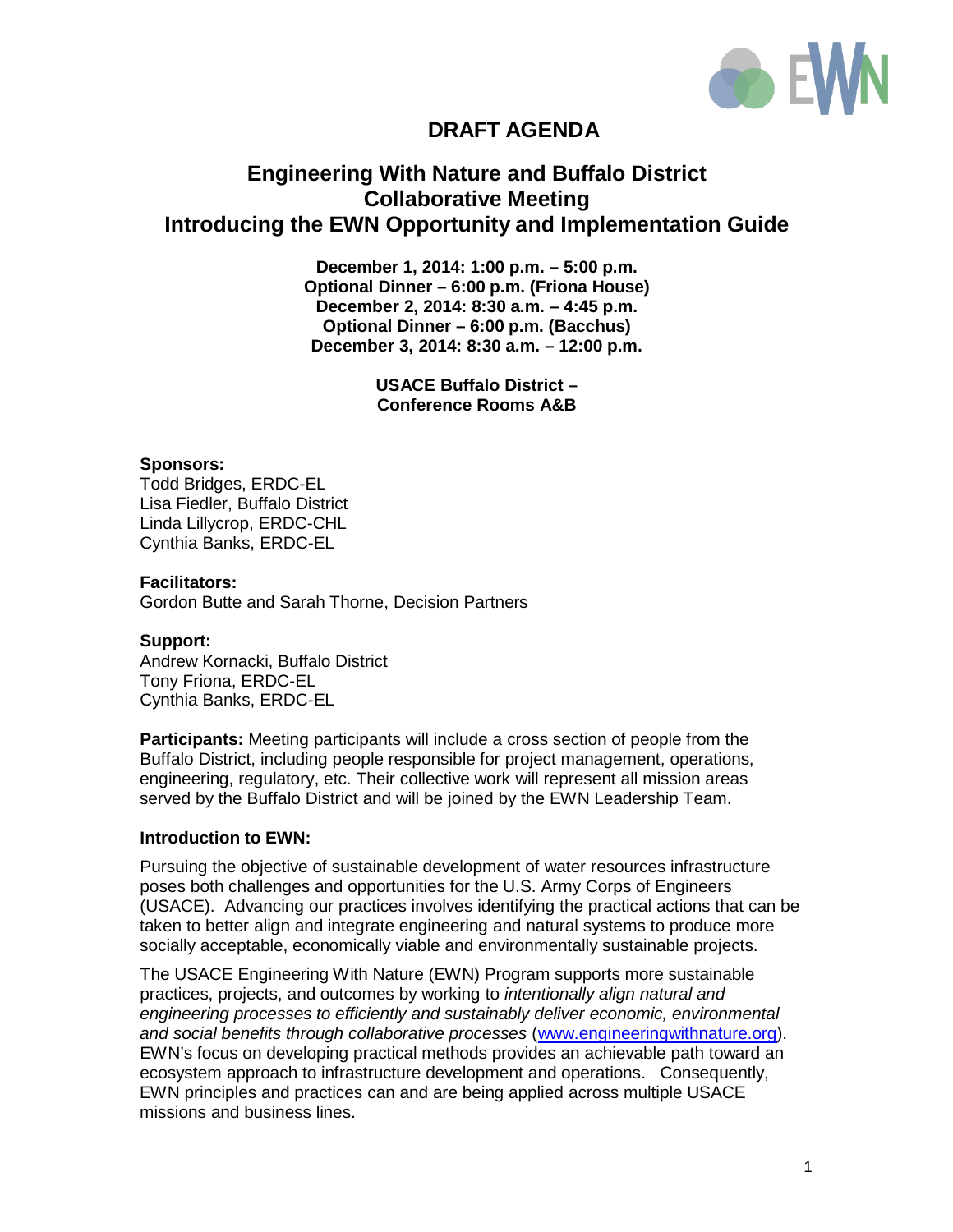# DRAFT AGENDA

## Engineering With Nature and Buffalo District Collaborative Meeting
## Introducing the EWN Opportunity and Implementation Guide

**December 1, 2014: 1:00 p.m. – 5:00 p.m.**
**Optional Dinner – 6:00 p.m. (Friona House)**
**December 2, 2014: 8:30 a.m. – 4:45 p.m.**
**Optional Dinner – 6:00 p.m. (Bacchus)**
**December 3, 2014: 8:30 a.m. – 12:00 p.m.**

**USACE Buffalo District –**
**Conference Rooms A&B**

**Sponsors:**
Todd Bridges, ERDC-EL
Lisa Fiedler, Buffalo District
Linda Lillycrop, ERDC-CHL
Cynthia Banks, ERDC-EL

**Facilitators:**
Gordon Butte and Sarah Thorne, Decision Partners

**Support:**
Andrew Kornacki, Buffalo District
Tony Friona, ERDC-EL
Cynthia Banks, ERDC-EL

**Participants:** Meeting participants will include a cross section of people from the Buffalo District, including people responsible for project management, operations, engineering, regulatory, etc. Their collective work will represent all mission areas served by the Buffalo District and will be joined by the EWN Leadership Team.

**Introduction to EWN:**

Pursuing the objective of sustainable development of water resources infrastructure poses both challenges and opportunities for the U.S. Army Corps of Engineers (USACE). Advancing our practices involves identifying the practical actions that can be taken to better align and integrate engineering and natural systems to produce more socially acceptable, economically viable and environmentally sustainable projects.

The USACE Engineering With Nature (EWN) Program supports more sustainable practices, projects, and outcomes by working to *intentionally align natural and engineering processes to efficiently and sustainably deliver economic, environmental and social benefits through collaborative processes* (www.engineeringwithnature.org). EWN's focus on developing practical methods provides an achievable path toward an ecosystem approach to infrastructure development and operations. Consequently, EWN principles and practices can and are being applied across multiple USACE missions and business lines.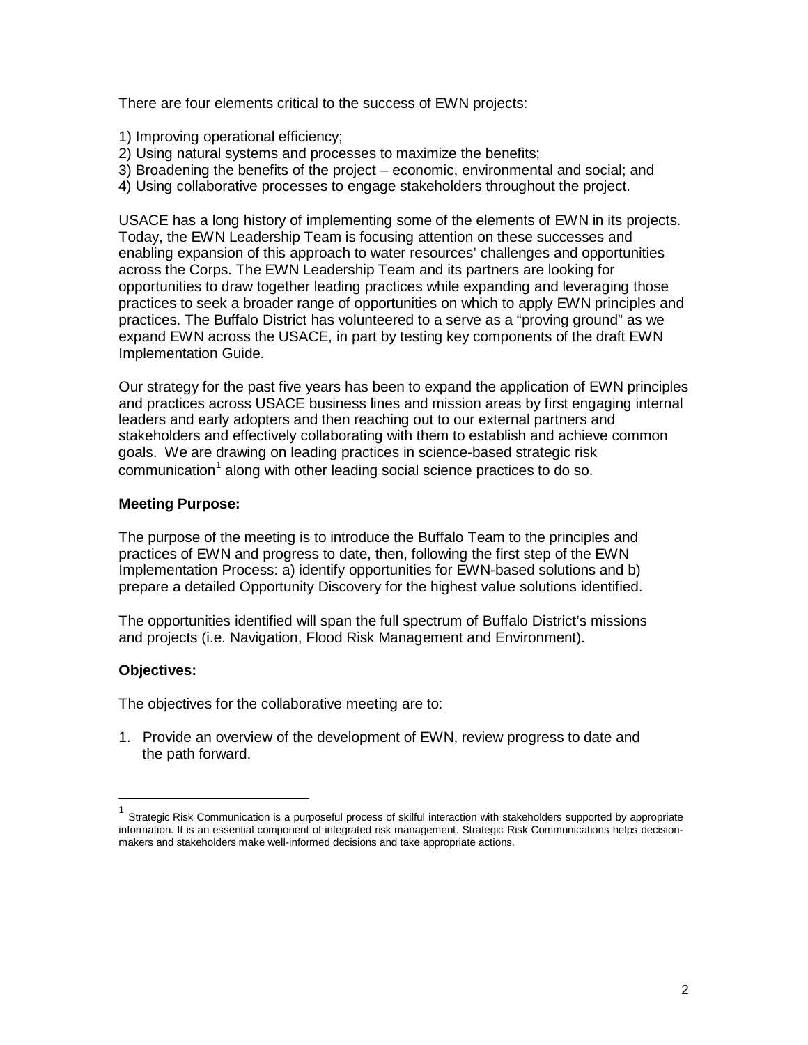There are four elements critical to the success of EWN projects:

1) Improving operational efficiency;
2) Using natural systems and processes to maximize the benefits;
3) Broadening the benefits of the project – economic, environmental and social; and
4) Using collaborative processes to engage stakeholders throughout the project.

USACE has a long history of implementing some of the elements of EWN in its projects. Today, the EWN Leadership Team is focusing attention on these successes and enabling expansion of this approach to water resources' challenges and opportunities across the Corps. The EWN Leadership Team and its partners are looking for opportunities to draw together leading practices while expanding and leveraging those practices to seek a broader range of opportunities on which to apply EWN principles and practices. The Buffalo District has volunteered to a serve as a "proving ground" as we expand EWN across the USACE, in part by testing key components of the draft EWN Implementation Guide.

Our strategy for the past five years has been to expand the application of EWN principles and practices across USACE business lines and mission areas by first engaging internal leaders and early adopters and then reaching out to our external partners and stakeholders and effectively collaborating with them to establish and achieve common goals. We are drawing on leading practices in science-based strategic risk communication[1] along with other leading social science practices to do so.

**Meeting Purpose:**

The purpose of the meeting is to introduce the Buffalo Team to the principles and practices of EWN and progress to date, then, following the first step of the EWN Implementation Process: a) identify opportunities for EWN-based solutions and b) prepare a detailed Opportunity Discovery for the highest value solutions identified.

The opportunities identified will span the full spectrum of Buffalo District's missions and projects (i.e. Navigation, Flood Risk Management and Environment).

**Objectives:**

The objectives for the collaborative meeting are to:

1. Provide an overview of the development of EWN, review progress to date and the path forward.

---

[1] Strategic Risk Communication is a purposeful process of skilful interaction with stakeholders supported by appropriate information. It is an essential component of integrated risk management. Strategic Risk Communications helps decision-makers and stakeholders make well-informed decisions and take appropriate actions.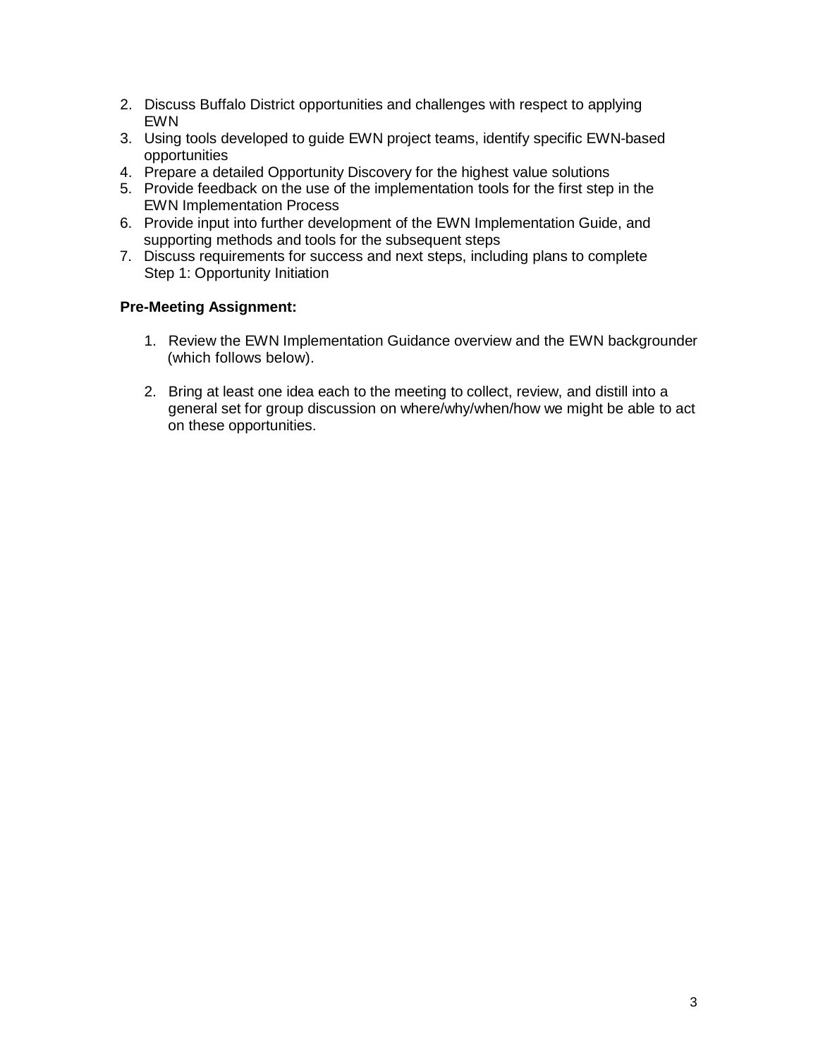2. Discuss Buffalo District opportunities and challenges with respect to applying EWN
3. Using tools developed to guide EWN project teams, identify specific EWN-based opportunities
4. Prepare a detailed Opportunity Discovery for the highest value solutions
5. Provide feedback on the use of the implementation tools for the first step in the EWN Implementation Process
6. Provide input into further development of the EWN Implementation Guide, and supporting methods and tools for the subsequent steps
7. Discuss requirements for success and next steps, including plans to complete Step 1: Opportunity Initiation

**Pre-Meeting Assignment:**

1. Review the EWN Implementation Guidance overview and the EWN backgrounder (which follows below).

2. Bring at least one idea each to the meeting to collect, review, and distill into a general set for group discussion on where/why/when/how we might be able to act on these opportunities.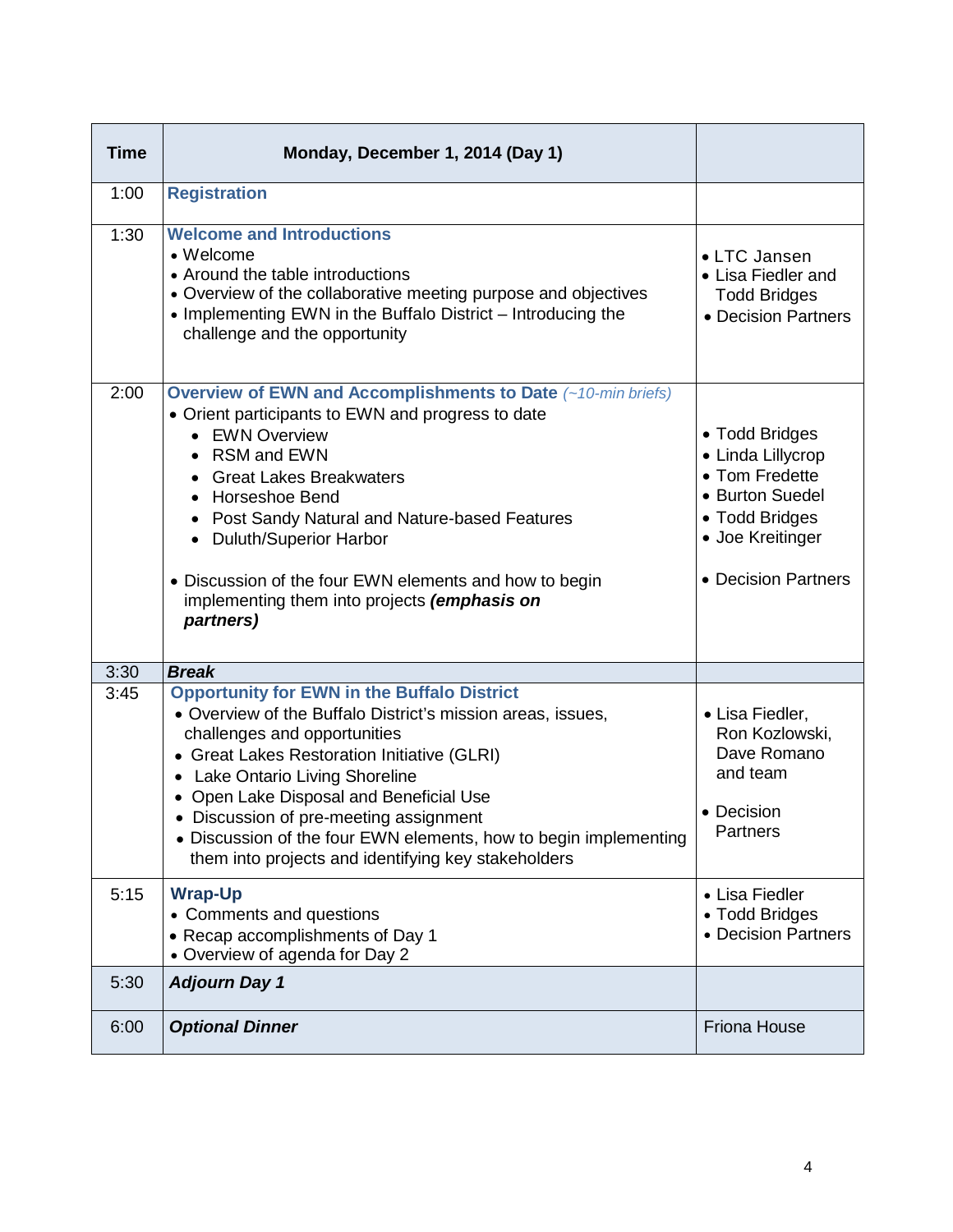| Time | Monday, December 1, 2014 (Day 1) | |
|---|---|---|
| 1:00 | **Registration** | |
| 1:30 | **Welcome and Introductions**<br>• Welcome<br>• Around the table introductions<br>• Overview of the collaborative meeting purpose and objectives<br>• Implementing EWN in the Buffalo District – Introducing the challenge and the opportunity | • LTC Jansen<br>• Lisa Fiedler and Todd Bridges<br>• Decision Partners |
| 2:00 | **Overview of EWN and Accomplishments to Date** *(~10-min briefs)*<br>• Orient participants to EWN and progress to date<br>• EWN Overview<br>• RSM and EWN<br>• Great Lakes Breakwaters<br>• Horseshoe Bend<br>• Post Sandy Natural and Nature-based Features<br>• Duluth/Superior Harbor<br><br>• Discussion of the four EWN elements and how to begin implementing them into projects ***(emphasis on partners)*** | • Todd Bridges<br>• Linda Lillycrop<br>• Tom Fredette<br>• Burton Suedel<br>• Todd Bridges<br>• Joe Kreitinger<br><br>• Decision Partners |
| 3:30 | ***Break*** | |
| 3:45 | **Opportunity for EWN in the Buffalo District**<br>• Overview of the Buffalo District's mission areas, issues, challenges and opportunities<br>• Great Lakes Restoration Initiative (GLRI)<br>• Lake Ontario Living Shoreline<br>• Open Lake Disposal and Beneficial Use<br>• Discussion of pre-meeting assignment<br>• Discussion of the four EWN elements, how to begin implementing them into projects and identifying key stakeholders | • Lisa Fiedler, Ron Kozlowski, Dave Romano and team<br><br>• Decision Partners |
| 5:15 | **Wrap-Up**<br>• Comments and questions<br>• Recap accomplishments of Day 1<br>• Overview of agenda for Day 2 | • Lisa Fiedler<br>• Todd Bridges<br>• Decision Partners |
| 5:30 | ***Adjourn Day 1*** | |
| 6:00 | ***Optional Dinner*** | Friona House |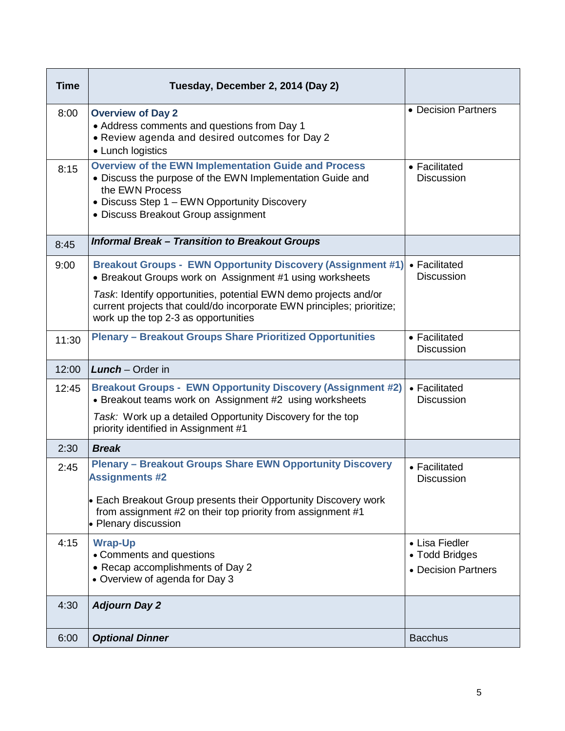| Time | Tuesday, December 2, 2014 (Day 2) | |
|---|---|---|
| 8:00 | **Overview of Day 2**<br>• Address comments and questions from Day 1<br>• Review agenda and desired outcomes for Day 2<br>• Lunch logistics | • Decision Partners |
| 8:15 | **Overview of the EWN Implementation Guide and Process**<br>• Discuss the purpose of the EWN Implementation Guide and the EWN Process<br>• Discuss Step 1 – EWN Opportunity Discovery<br>• Discuss Breakout Group assignment | • Facilitated Discussion |
| 8:45 | ***Informal Break – Transition to Breakout Groups*** | |
| 9:00 | **Breakout Groups - EWN Opportunity Discovery (Assignment #1)**<br>• Breakout Groups work on Assignment #1 using worksheets<br>*Task*: Identify opportunities, potential EWN demo projects and/or current projects that could/do incorporate EWN principles; prioritize; work up the top 2-3 as opportunities | • Facilitated Discussion |
| 11:30 | **Plenary – Breakout Groups Share Prioritized Opportunities** | • Facilitated Discussion |
| 12:00 | ***Lunch*** – Order in | |
| 12:45 | **Breakout Groups - EWN Opportunity Discovery (Assignment #2)**<br>• Breakout teams work on Assignment #2 using worksheets<br>*Task:* Work up a detailed Opportunity Discovery for the top priority identified in Assignment #1 | • Facilitated Discussion |
| 2:30 | ***Break*** | |
| 2:45 | **Plenary – Breakout Groups Share EWN Opportunity Discovery Assignments #2**<br>• Each Breakout Group presents their Opportunity Discovery work from assignment #2 on their top priority from assignment #1<br>• Plenary discussion | • Facilitated Discussion |
| 4:15 | **Wrap-Up**<br>• Comments and questions<br>• Recap accomplishments of Day 2<br>• Overview of agenda for Day 3 | • Lisa Fiedler<br>• Todd Bridges<br>• Decision Partners |
| 4:30 | ***Adjourn Day 2*** | |
| 6:00 | ***Optional Dinner*** | Bacchus |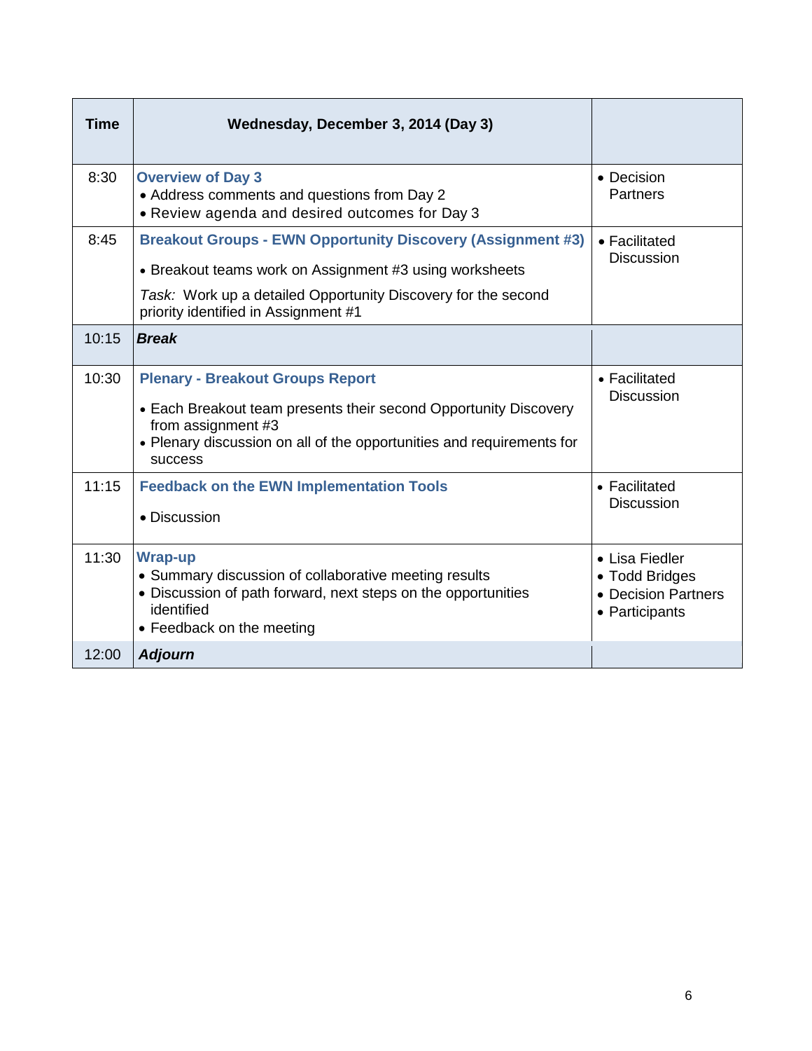| Time | Wednesday, December 3, 2014 (Day 3) | |
|---|---|---|
| 8:30 | **Overview of Day 3**<br>• Address comments and questions from Day 2<br>• Review agenda and desired outcomes for Day 3 | • Decision Partners |
| 8:45 | **Breakout Groups - EWN Opportunity Discovery (Assignment #3)**<br>• Breakout teams work on Assignment #3 using worksheets<br>*Task:* Work up a detailed Opportunity Discovery for the second priority identified in Assignment #1 | • Facilitated Discussion |
| 10:15 | ***Break*** | |
| 10:30 | **Plenary - Breakout Groups Report**<br>• Each Breakout team presents their second Opportunity Discovery from assignment #3<br>• Plenary discussion on all of the opportunities and requirements for success | • Facilitated Discussion |
| 11:15 | **Feedback on the EWN Implementation Tools**<br>• Discussion | • Facilitated Discussion |
| 11:30 | **Wrap-up**<br>• Summary discussion of collaborative meeting results<br>• Discussion of path forward, next steps on the opportunities identified<br>• Feedback on the meeting | • Lisa Fiedler<br>• Todd Bridges<br>• Decision Partners<br>• Participants |
| 12:00 | ***Adjourn*** | |